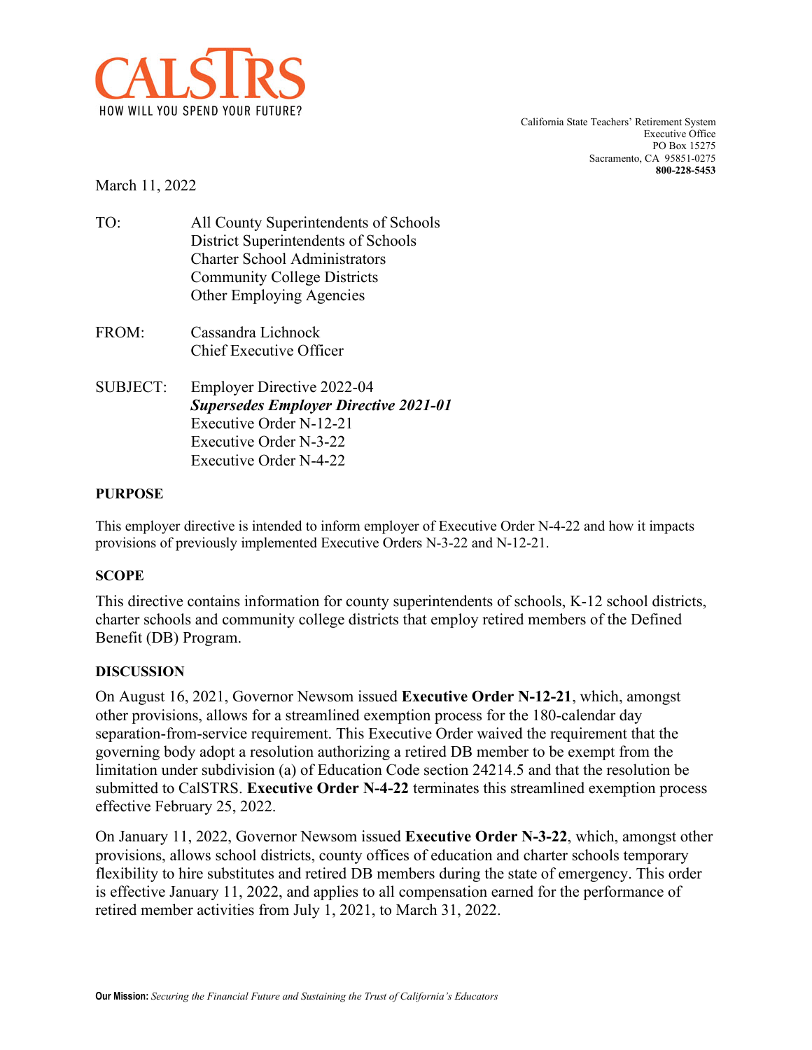CALSTRS
HOW WILL YOU SPEND YOUR FUTURE?

California State Teachers' Retirement System
Executive Office
PO Box 15275
Sacramento, CA 95851-0275
**800-228-5453**

March 11, 2022

TO: All County Superintendents of Schools
District Superintendents of Schools
Charter School Administrators
Community College Districts
Other Employing Agencies

FROM: Cassandra Lichnock
Chief Executive Officer

SUBJECT: Employer Directive 2022-04
***Supersedes Employer Directive 2021-01***
Executive Order N-12-21
Executive Order N-3-22
Executive Order N-4-22

## PURPOSE

This employer directive is intended to inform employer of Executive Order N-4-22 and how it impacts provisions of previously implemented Executive Orders N-3-22 and N-12-21.

## SCOPE

This directive contains information for county superintendents of schools, K-12 school districts, charter schools and community college districts that employ retired members of the Defined Benefit (DB) Program.

## DISCUSSION

On August 16, 2021, Governor Newsom issued **Executive Order N-12-21**, which, amongst other provisions, allows for a streamlined exemption process for the 180-calendar day separation-from-service requirement. This Executive Order waived the requirement that the governing body adopt a resolution authorizing a retired DB member to be exempt from the limitation under subdivision (a) of Education Code section 24214.5 and that the resolution be submitted to CalSTRS. **Executive Order N-4-22** terminates this streamlined exemption process effective February 25, 2022.

On January 11, 2022, Governor Newsom issued **Executive Order N-3-22**, which, amongst other provisions, allows school districts, county offices of education and charter schools temporary flexibility to hire substitutes and retired DB members during the state of emergency. This order is effective January 11, 2022, and applies to all compensation earned for the performance of retired member activities from July 1, 2021, to March 31, 2022.

**Our Mission:** *Securing the Financial Future and Sustaining the Trust of California's Educators*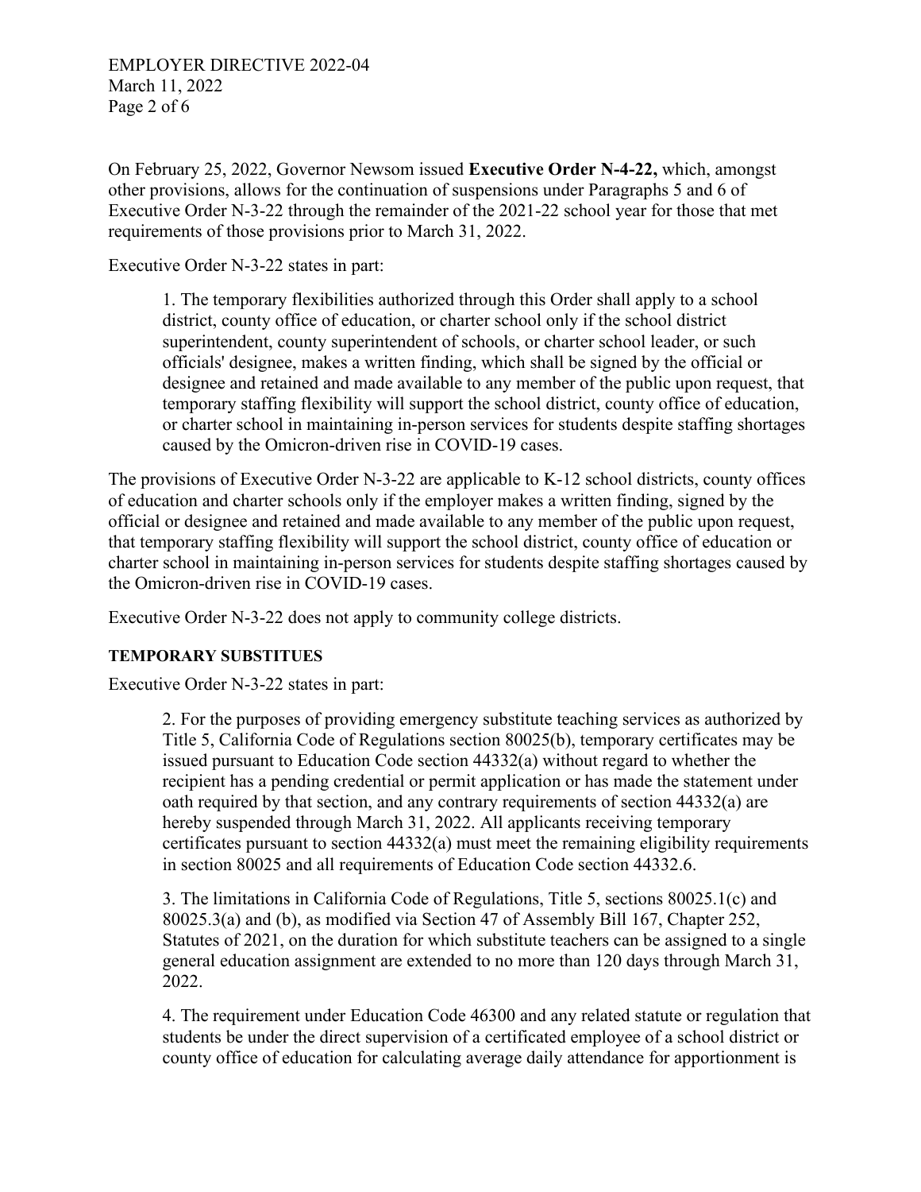On February 25, 2022, Governor Newsom issued **Executive Order N-4-22,** which, amongst other provisions, allows for the continuation of suspensions under Paragraphs 5 and 6 of Executive Order N-3-22 through the remainder of the 2021-22 school year for those that met requirements of those provisions prior to March 31, 2022.

Executive Order N-3-22 states in part:

> 1. The temporary flexibilities authorized through this Order shall apply to a school district, county office of education, or charter school only if the school district superintendent, county superintendent of schools, or charter school leader, or such officials' designee, makes a written finding, which shall be signed by the official or designee and retained and made available to any member of the public upon request, that temporary staffing flexibility will support the school district, county office of education, or charter school in maintaining in-person services for students despite staffing shortages caused by the Omicron-driven rise in COVID-19 cases.

The provisions of Executive Order N-3-22 are applicable to K-12 school districts, county offices of education and charter schools only if the employer makes a written finding, signed by the official or designee and retained and made available to any member of the public upon request, that temporary staffing flexibility will support the school district, county office of education or charter school in maintaining in-person services for students despite staffing shortages caused by the Omicron-driven rise in COVID-19 cases.

Executive Order N-3-22 does not apply to community college districts.

**TEMPORARY SUBSTITUES**

Executive Order N-3-22 states in part:

> 2. For the purposes of providing emergency substitute teaching services as authorized by Title 5, California Code of Regulations section 80025(b), temporary certificates may be issued pursuant to Education Code section 44332(a) without regard to whether the recipient has a pending credential or permit application or has made the statement under oath required by that section, and any contrary requirements of section 44332(a) are hereby suspended through March 31, 2022. All applicants receiving temporary certificates pursuant to section 44332(a) must meet the remaining eligibility requirements in section 80025 and all requirements of Education Code section 44332.6.
>
> 3. The limitations in California Code of Regulations, Title 5, sections 80025.1(c) and 80025.3(a) and (b), as modified via Section 47 of Assembly Bill 167, Chapter 252, Statutes of 2021, on the duration for which substitute teachers can be assigned to a single general education assignment are extended to no more than 120 days through March 31, 2022.
>
> 4. The requirement under Education Code 46300 and any related statute or regulation that students be under the direct supervision of a certificated employee of a school district or county office of education for calculating average daily attendance for apportionment is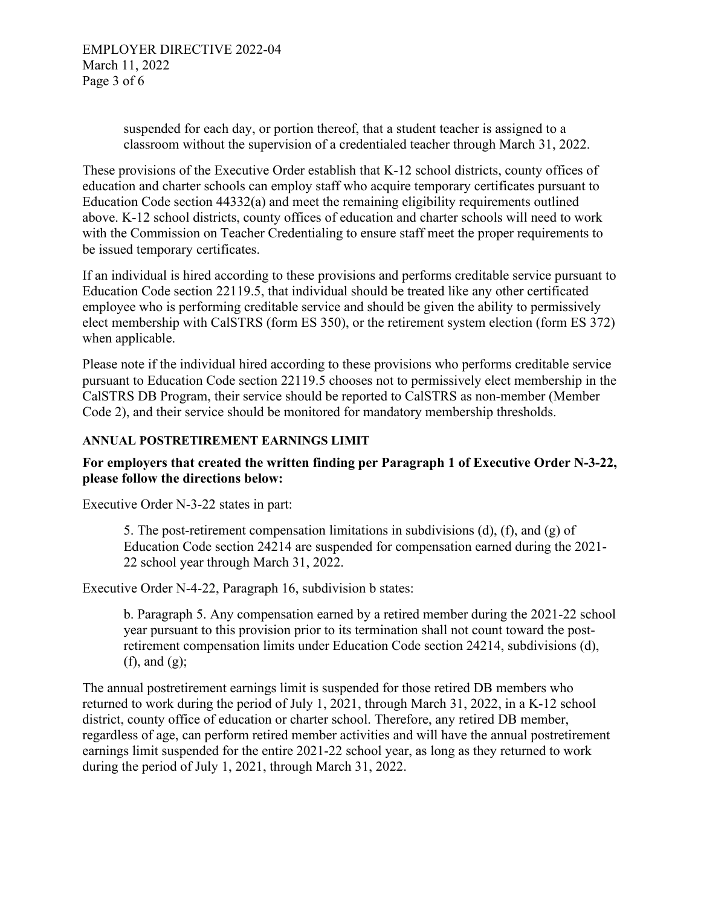> suspended for each day, or portion thereof, that a student teacher is assigned to a classroom without the supervision of a credentialed teacher through March 31, 2022.

These provisions of the Executive Order establish that K-12 school districts, county offices of education and charter schools can employ staff who acquire temporary certificates pursuant to Education Code section 44332(a) and meet the remaining eligibility requirements outlined above. K-12 school districts, county offices of education and charter schools will need to work with the Commission on Teacher Credentialing to ensure staff meet the proper requirements to be issued temporary certificates.

If an individual is hired according to these provisions and performs creditable service pursuant to Education Code section 22119.5, that individual should be treated like any other certificated employee who is performing creditable service and should be given the ability to permissively elect membership with CalSTRS (form ES 350), or the retirement system election (form ES 372) when applicable.

Please note if the individual hired according to these provisions who performs creditable service pursuant to Education Code section 22119.5 chooses not to permissively elect membership in the CalSTRS DB Program, their service should be reported to CalSTRS as non-member (Member Code 2), and their service should be monitored for mandatory membership thresholds.

## ANNUAL POSTRETIREMENT EARNINGS LIMIT

**For employers that created the written finding per Paragraph 1 of Executive Order N-3-22, please follow the directions below:**

Executive Order N-3-22 states in part:

> 5. The post-retirement compensation limitations in subdivisions (d), (f), and (g) of Education Code section 24214 are suspended for compensation earned during the 2021-22 school year through March 31, 2022.

Executive Order N-4-22, Paragraph 16, subdivision b states:

> b. Paragraph 5. Any compensation earned by a retired member during the 2021-22 school year pursuant to this provision prior to its termination shall not count toward the post-retirement compensation limits under Education Code section 24214, subdivisions (d), (f), and (g);

The annual postretirement earnings limit is suspended for those retired DB members who returned to work during the period of July 1, 2021, through March 31, 2022, in a K-12 school district, county office of education or charter school. Therefore, any retired DB member, regardless of age, can perform retired member activities and will have the annual postretirement earnings limit suspended for the entire 2021-22 school year, as long as they returned to work during the period of July 1, 2021, through March 31, 2022.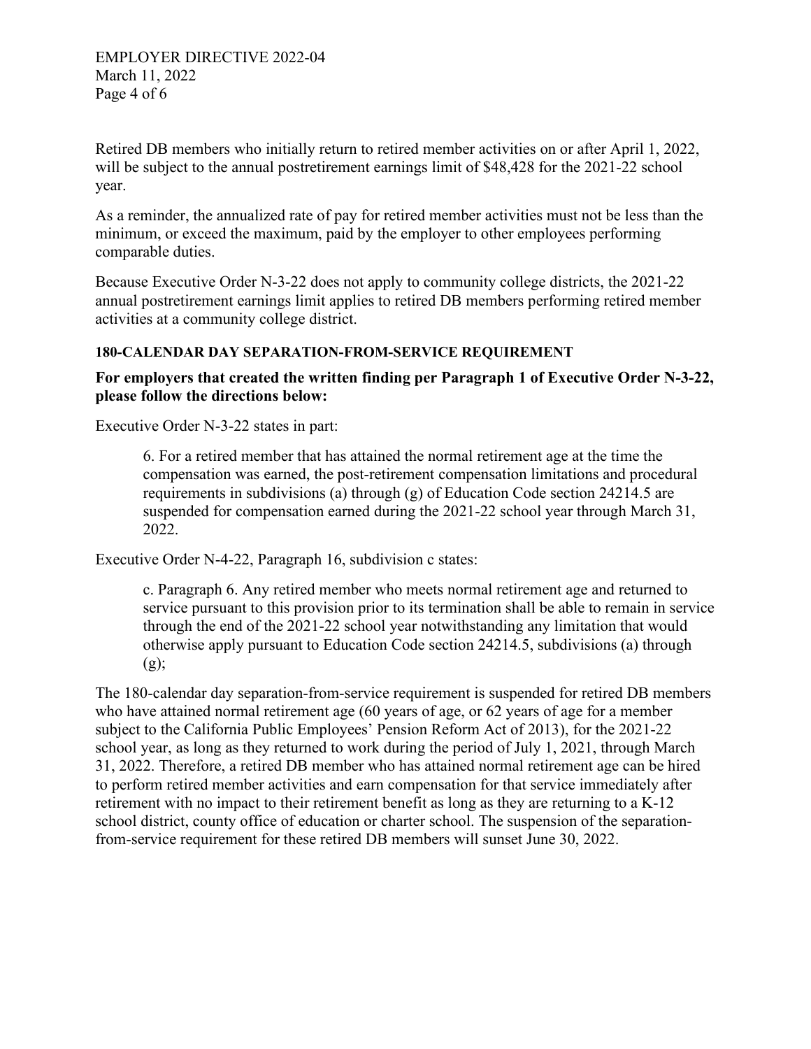Retired DB members who initially return to retired member activities on or after April 1, 2022, will be subject to the annual postretirement earnings limit of $48,428 for the 2021-22 school year.

As a reminder, the annualized rate of pay for retired member activities must not be less than the minimum, or exceed the maximum, paid by the employer to other employees performing comparable duties.

Because Executive Order N-3-22 does not apply to community college districts, the 2021-22 annual postretirement earnings limit applies to retired DB members performing retired member activities at a community college district.

### 180-CALENDAR DAY SEPARATION-FROM-SERVICE REQUIREMENT

**For employers that created the written finding per Paragraph 1 of Executive Order N-3-22, please follow the directions below:**

Executive Order N-3-22 states in part:

> 6. For a retired member that has attained the normal retirement age at the time the compensation was earned, the post-retirement compensation limitations and procedural requirements in subdivisions (a) through (g) of Education Code section 24214.5 are suspended for compensation earned during the 2021-22 school year through March 31, 2022.

Executive Order N-4-22, Paragraph 16, subdivision c states:

> c. Paragraph 6. Any retired member who meets normal retirement age and returned to service pursuant to this provision prior to its termination shall be able to remain in service through the end of the 2021-22 school year notwithstanding any limitation that would otherwise apply pursuant to Education Code section 24214.5, subdivisions (a) through (g);

The 180-calendar day separation-from-service requirement is suspended for retired DB members who have attained normal retirement age (60 years of age, or 62 years of age for a member subject to the California Public Employees' Pension Reform Act of 2013), for the 2021-22 school year, as long as they returned to work during the period of July 1, 2021, through March 31, 2022. Therefore, a retired DB member who has attained normal retirement age can be hired to perform retired member activities and earn compensation for that service immediately after retirement with no impact to their retirement benefit as long as they are returning to a K-12 school district, county office of education or charter school. The suspension of the separation-from-service requirement for these retired DB members will sunset June 30, 2022.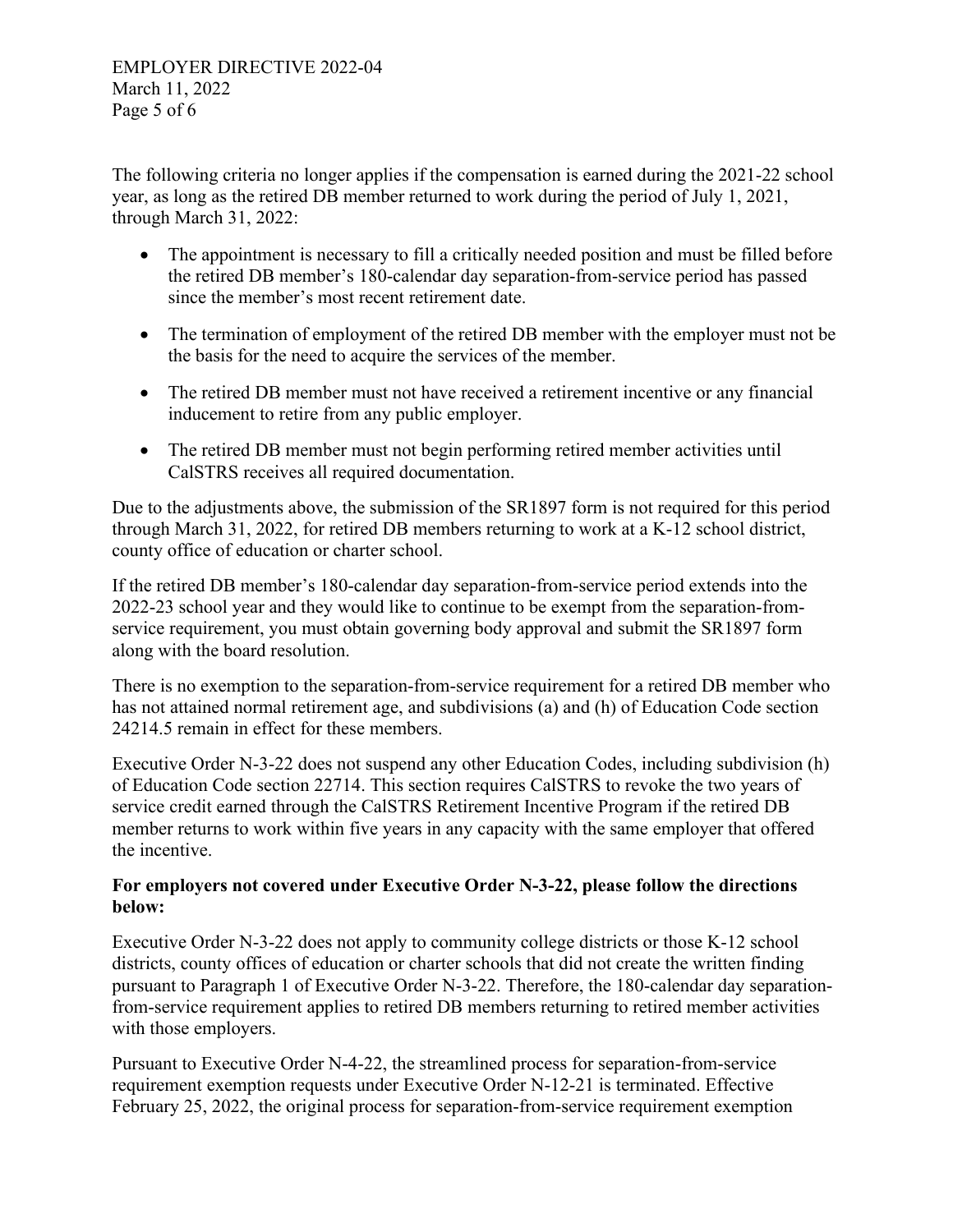The following criteria no longer applies if the compensation is earned during the 2021-22 school year, as long as the retired DB member returned to work during the period of July 1, 2021, through March 31, 2022:

- The appointment is necessary to fill a critically needed position and must be filled before the retired DB member's 180-calendar day separation-from-service period has passed since the member's most recent retirement date.
- The termination of employment of the retired DB member with the employer must not be the basis for the need to acquire the services of the member.
- The retired DB member must not have received a retirement incentive or any financial inducement to retire from any public employer.
- The retired DB member must not begin performing retired member activities until CalSTRS receives all required documentation.

Due to the adjustments above, the submission of the SR1897 form is not required for this period through March 31, 2022, for retired DB members returning to work at a K-12 school district, county office of education or charter school.

If the retired DB member's 180-calendar day separation-from-service period extends into the 2022-23 school year and they would like to continue to be exempt from the separation-from-service requirement, you must obtain governing body approval and submit the SR1897 form along with the board resolution.

There is no exemption to the separation-from-service requirement for a retired DB member who has not attained normal retirement age, and subdivisions (a) and (h) of Education Code section 24214.5 remain in effect for these members.

Executive Order N-3-22 does not suspend any other Education Codes, including subdivision (h) of Education Code section 22714. This section requires CalSTRS to revoke the two years of service credit earned through the CalSTRS Retirement Incentive Program if the retired DB member returns to work within five years in any capacity with the same employer that offered the incentive.

**For employers not covered under Executive Order N-3-22, please follow the directions below:**

Executive Order N-3-22 does not apply to community college districts or those K-12 school districts, county offices of education or charter schools that did not create the written finding pursuant to Paragraph 1 of Executive Order N-3-22. Therefore, the 180-calendar day separation-from-service requirement applies to retired DB members returning to retired member activities with those employers.

Pursuant to Executive Order N-4-22, the streamlined process for separation-from-service requirement exemption requests under Executive Order N-12-21 is terminated. Effective February 25, 2022, the original process for separation-from-service requirement exemption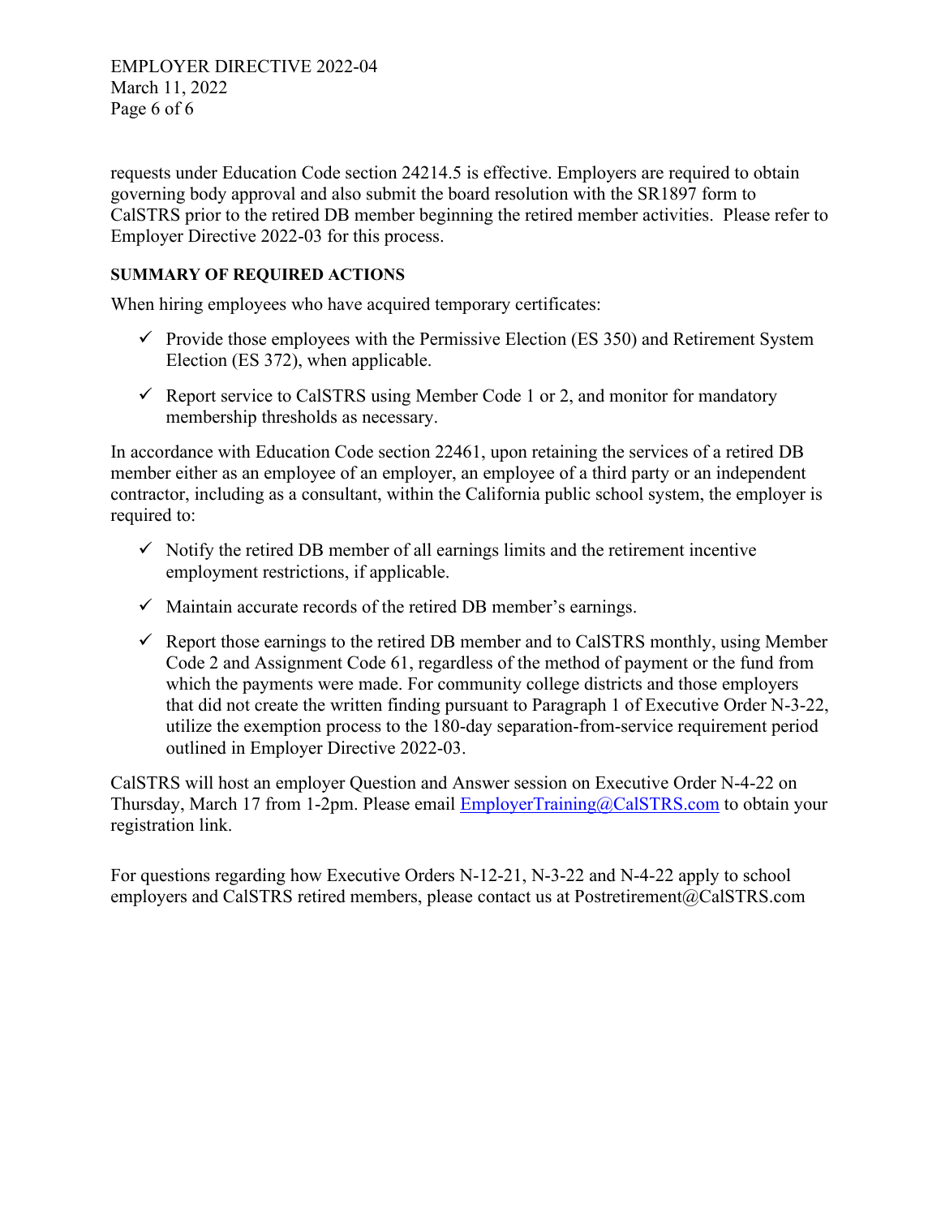requests under Education Code section 24214.5 is effective. Employers are required to obtain governing body approval and also submit the board resolution with the SR1897 form to CalSTRS prior to the retired DB member beginning the retired member activities. Please refer to Employer Directive 2022-03 for this process.

**SUMMARY OF REQUIRED ACTIONS**

When hiring employees who have acquired temporary certificates:

- ✓ Provide those employees with the Permissive Election (ES 350) and Retirement System Election (ES 372), when applicable.
- ✓ Report service to CalSTRS using Member Code 1 or 2, and monitor for mandatory membership thresholds as necessary.

In accordance with Education Code section 22461, upon retaining the services of a retired DB member either as an employee of an employer, an employee of a third party or an independent contractor, including as a consultant, within the California public school system, the employer is required to:

- ✓ Notify the retired DB member of all earnings limits and the retirement incentive employment restrictions, if applicable.
- ✓ Maintain accurate records of the retired DB member's earnings.
- ✓ Report those earnings to the retired DB member and to CalSTRS monthly, using Member Code 2 and Assignment Code 61, regardless of the method of payment or the fund from which the payments were made. For community college districts and those employers that did not create the written finding pursuant to Paragraph 1 of Executive Order N-3-22, utilize the exemption process to the 180-day separation-from-service requirement period outlined in Employer Directive 2022-03.

CalSTRS will host an employer Question and Answer session on Executive Order N-4-22 on Thursday, March 17 from 1-2pm. Please email EmployerTraining@CalSTRS.com to obtain your registration link.

For questions regarding how Executive Orders N-12-21, N-3-22 and N-4-22 apply to school employers and CalSTRS retired members, please contact us at Postretirement@CalSTRS.com